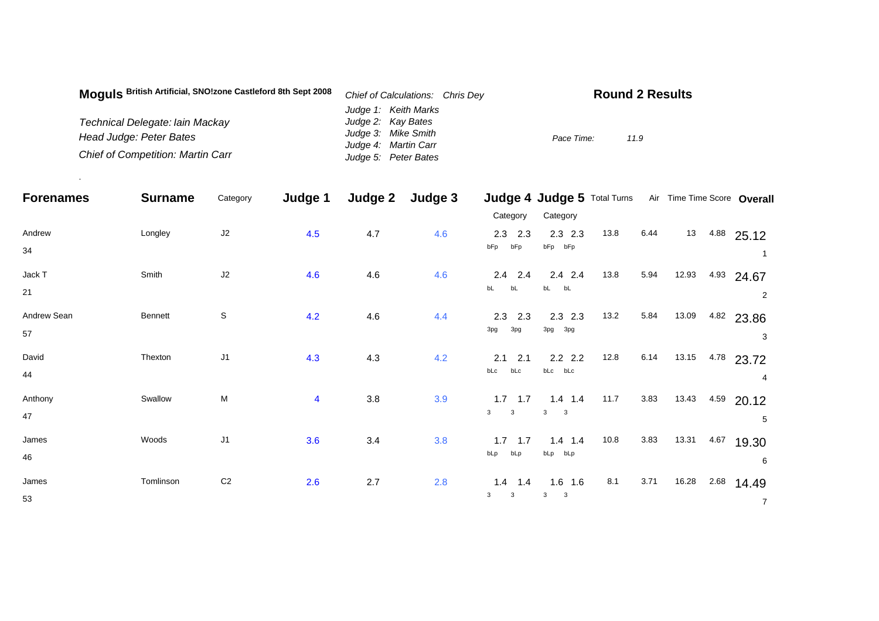**Moguls** British Artificial, SNO!zone Castleford 8th Sept 2008

*Technical Delegate: Iain Mackay*
*Head Judge: Peter Bates*
*Chief of Competition: Martin Carr*

*Chief of Calculations: Chris Dey*
*Judge 1: Keith Marks*
*Judge 2: Kay Bates*
*Judge 3: Mike Smith*
*Judge 4: Martin Carr*
*Judge 5: Peter Bates*

## Round 2 Results

*Pace Time:* *11.9*

| Forenames | Surname | Category | Judge 1 | Judge 2 | Judge 3 | Judge 4 Category | | Judge 5 Category | | Total Turns | Air | Time | Time Score | Overall |
|---|---|---|---|---|---|---|---|---|---|---|---|---|---|---|
| Andrew<br>34 | Longley | J2 | 4.5 | 4.7 | 4.6 | 2.3<br>bFp | 2.3<br>bFp | 2.3<br>bFp | 2.3<br>bFp | 13.8 | 6.44 | 13 | 4.88 | 25.12<br>1 |
| Jack T<br>21 | Smith | J2 | 4.6 | 4.6 | 4.6 | 2.4<br>bL | 2.4<br>bL | 2.4<br>bL | 2.4<br>bL | 13.8 | 5.94 | 12.93 | 4.93 | 24.67<br>2 |
| Andrew Sean<br>57 | Bennett | S | 4.2 | 4.6 | 4.4 | 2.3<br>3pg | 2.3<br>3pg | 2.3<br>3pg | 2.3<br>3pg | 13.2 | 5.84 | 13.09 | 4.82 | 23.86<br>3 |
| David<br>44 | Thexton | J1 | 4.3 | 4.3 | 4.2 | 2.1<br>bLc | 2.1<br>bLc | 2.2<br>bLc | 2.2<br>bLc | 12.8 | 6.14 | 13.15 | 4.78 | 23.72<br>4 |
| Anthony<br>47 | Swallow | M | 4 | 3.8 | 3.9 | 1.7<br>3 | 1.7<br>3 | 1.4<br>3 | 1.4<br>3 | 11.7 | 3.83 | 13.43 | 4.59 | 20.12<br>5 |
| James<br>46 | Woods | J1 | 3.6 | 3.4 | 3.8 | 1.7<br>bLp | 1.7<br>bLp | 1.4<br>bLp | 1.4<br>bLp | 10.8 | 3.83 | 13.31 | 4.67 | 19.30<br>6 |
| James<br>53 | Tomlinson | C2 | 2.6 | 2.7 | 2.8 | 1.4<br>3 | 1.4<br>3 | 1.6<br>3 | 1.6<br>3 | 8.1 | 3.71 | 16.28 | 2.68 | 14.49<br>7 |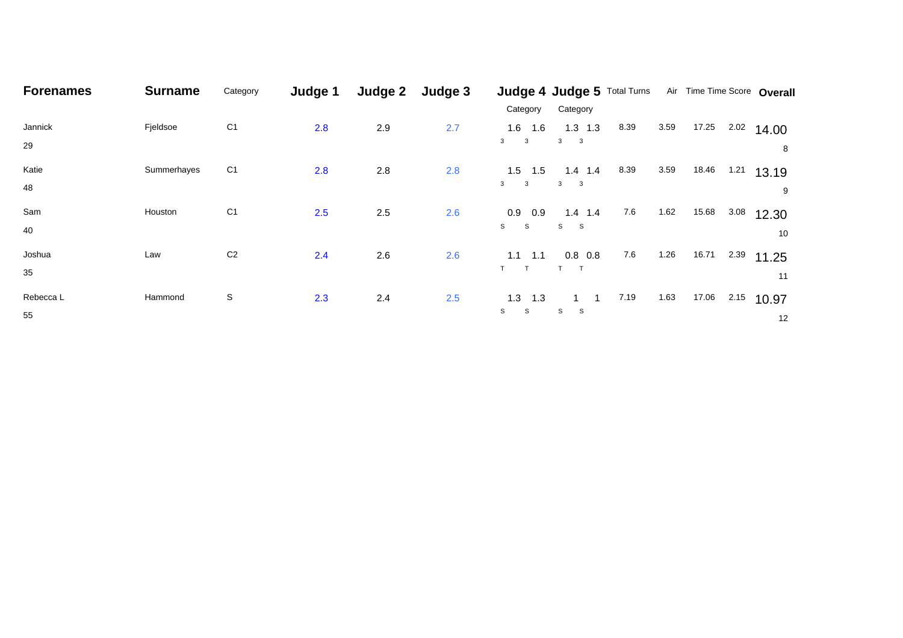| Forenames | Surname | Category | Judge 1 | Judge 2 | Judge 3 | Judge 4 Category | | Judge 5 Category | | Total Turns | Air | Time | Time Score | Overall |
|---|---|---|---|---|---|---|---|---|---|---|---|---|---|---|
| Jannick<br>29 | Fjeldsoe | C1 | 2.8 | 2.9 | 2.7 | 1.6<br>3 | 1.6<br>3 | 1.3<br>3 | 1.3<br>3 | 8.39 | 3.59 | 17.25 | 2.02 | 14.00<br>8 |
| Katie<br>48 | Summerhayes | C1 | 2.8 | 2.8 | 2.8 | 1.5<br>3 | 1.5<br>3 | 1.4<br>3 | 1.4<br>3 | 8.39 | 3.59 | 18.46 | 1.21 | 13.19<br>9 |
| Sam<br>40 | Houston | C1 | 2.5 | 2.5 | 2.6 | 0.9<br>S | 0.9<br>S | 1.4<br>S | 1.4<br>S | 7.6 | 1.62 | 15.68 | 3.08 | 12.30<br>10 |
| Joshua<br>35 | Law | C2 | 2.4 | 2.6 | 2.6 | 1.1<br>T | 1.1<br>T | 0.8<br>T | 0.8<br>T | 7.6 | 1.26 | 16.71 | 2.39 | 11.25<br>11 |
| Rebecca L<br>55 | Hammond | S | 2.3 | 2.4 | 2.5 | 1.3<br>S | 1.3<br>S | 1<br>S | 1<br>S | 7.19 | 1.63 | 17.06 | 2.15 | 10.97<br>12 |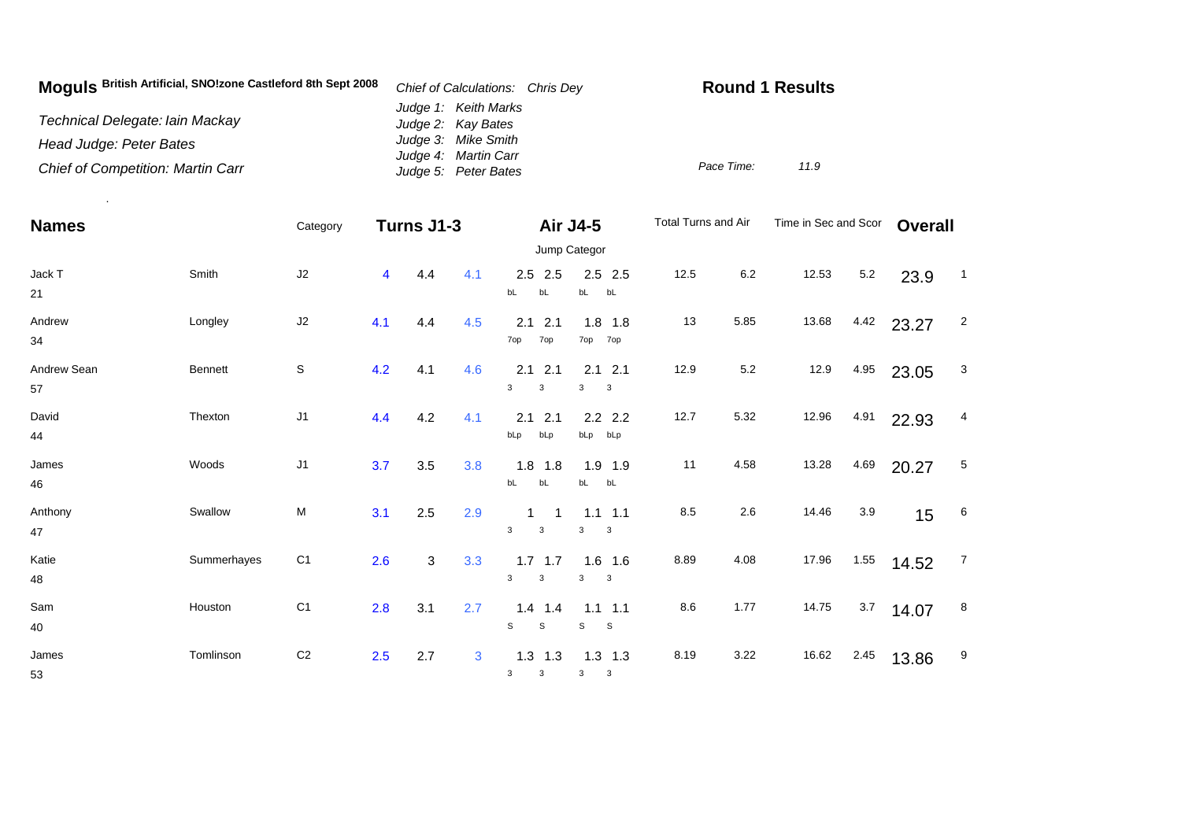**Moguls** British Artificial, SNO!zone Castleford 8th Sept 2008

*Technical Delegate: Iain Mackay*

*Head Judge: Peter Bates*

*Chief of Competition: Martin Carr*

*Chief of Calculations: Chris Dey*

*Judge 1: Keith Marks*
*Judge 2: Kay Bates*
*Judge 3: Mike Smith*
*Judge 4: Martin Carr*
*Judge 5: Peter Bates*

**Round 1 Results**

*Pace Time:* 11.9

| Names | | Category | Turns J1-3 | | | Air J4-5 | | | | Total Turns and Air | | Time in Sec and Scor | | Overall | |
|---|---|---|---|---|---|---|---|---|---|---|---|---|---|---|---|
| | | | | | | Jump Categor | | | | | | | | | |
| Jack T 21 | Smith | J2 | 4 | 4.4 | 4.1 | 2.5 bL | 2.5 bL | 2.5 bL | 2.5 bL | 12.5 | 6.2 | 12.53 | 5.2 | 23.9 | 1 |
| Andrew 34 | Longley | J2 | 4.1 | 4.4 | 4.5 | 2.1 7op | 2.1 7op | 1.8 7op | 1.8 7op | 13 | 5.85 | 13.68 | 4.42 | 23.27 | 2 |
| Andrew Sean 57 | Bennett | S | 4.2 | 4.1 | 4.6 | 2.1 3 | 2.1 3 | 2.1 3 | 2.1 3 | 12.9 | 5.2 | 12.9 | 4.95 | 23.05 | 3 |
| David 44 | Thexton | J1 | 4.4 | 4.2 | 4.1 | 2.1 bLp | 2.1 bLp | 2.2 bLp | 2.2 bLp | 12.7 | 5.32 | 12.96 | 4.91 | 22.93 | 4 |
| James 46 | Woods | J1 | 3.7 | 3.5 | 3.8 | 1.8 bL | 1.8 bL | 1.9 bL | 1.9 bL | 11 | 4.58 | 13.28 | 4.69 | 20.27 | 5 |
| Anthony 47 | Swallow | M | 3.1 | 2.5 | 2.9 | 1 3 | 1 3 | 1.1 3 | 1.1 3 | 8.5 | 2.6 | 14.46 | 3.9 | 15 | 6 |
| Katie 48 | Summerhayes | C1 | 2.6 | 3 | 3.3 | 1.7 3 | 1.7 3 | 1.6 3 | 1.6 3 | 8.89 | 4.08 | 17.96 | 1.55 | 14.52 | 7 |
| Sam 40 | Houston | C1 | 2.8 | 3.1 | 2.7 | 1.4 S | 1.4 S | 1.1 S | 1.1 S | 8.6 | 1.77 | 14.75 | 3.7 | 14.07 | 8 |
| James 53 | Tomlinson | C2 | 2.5 | 2.7 | 3 | 1.3 3 | 1.3 3 | 1.3 3 | 1.3 3 | 8.19 | 3.22 | 16.62 | 2.45 | 13.86 | 9 |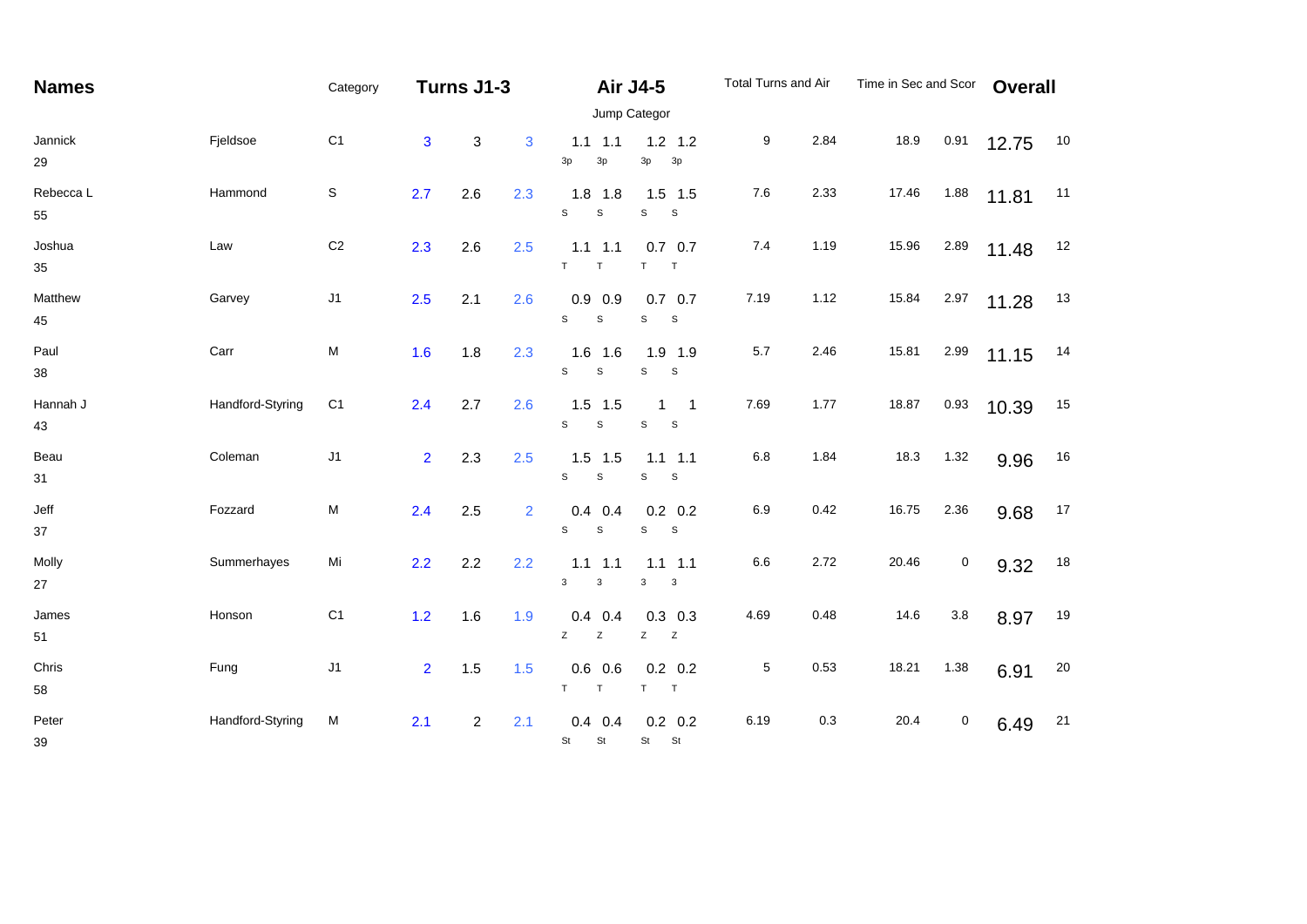| Names | | Category | Turns J1-3 | | | Air J4-5 | | | | Total Turns and Air | | Time in Sec and Scor | | Overall | |
|---|---|---|---|---|---|---|---|---|---|---|---|---|---|---|---|
| | | | | | | Jump Categor | | | | | | | | | |
| Jannick 29 | Fjeldsoe | C1 | 3 | 3 | 3 | 1.1 3p | 1.1 3p | 1.2 3p | 1.2 3p | 9 | 2.84 | 18.9 | 0.91 | 12.75 | 10 |
| Rebecca L 55 | Hammond | S | 2.7 | 2.6 | 2.3 | 1.8 S | 1.8 S | 1.5 S | 1.5 S | 7.6 | 2.33 | 17.46 | 1.88 | 11.81 | 11 |
| Joshua 35 | Law | C2 | 2.3 | 2.6 | 2.5 | 1.1 T | 1.1 T | 0.7 T | 0.7 T | 7.4 | 1.19 | 15.96 | 2.89 | 11.48 | 12 |
| Matthew 45 | Garvey | J1 | 2.5 | 2.1 | 2.6 | 0.9 S | 0.9 S | 0.7 S | 0.7 S | 7.19 | 1.12 | 15.84 | 2.97 | 11.28 | 13 |
| Paul 38 | Carr | M | 1.6 | 1.8 | 2.3 | 1.6 S | 1.6 S | 1.9 S | 1.9 S | 5.7 | 2.46 | 15.81 | 2.99 | 11.15 | 14 |
| Hannah J 43 | Handford-Styring | C1 | 2.4 | 2.7 | 2.6 | 1.5 S | 1.5 S | 1 S | 1 S | 7.69 | 1.77 | 18.87 | 0.93 | 10.39 | 15 |
| Beau 31 | Coleman | J1 | 2 | 2.3 | 2.5 | 1.5 S | 1.5 S | 1.1 S | 1.1 S | 6.8 | 1.84 | 18.3 | 1.32 | 9.96 | 16 |
| Jeff 37 | Fozzard | M | 2.4 | 2.5 | 2 | 0.4 S | 0.4 S | 0.2 S | 0.2 S | 6.9 | 0.42 | 16.75 | 2.36 | 9.68 | 17 |
| Molly 27 | Summerhayes | Mi | 2.2 | 2.2 | 2.2 | 1.1 3 | 1.1 3 | 1.1 3 | 1.1 3 | 6.6 | 2.72 | 20.46 | 0 | 9.32 | 18 |
| James 51 | Honson | C1 | 1.2 | 1.6 | 1.9 | 0.4 Z | 0.4 Z | 0.3 Z | 0.3 Z | 4.69 | 0.48 | 14.6 | 3.8 | 8.97 | 19 |
| Chris 58 | Fung | J1 | 2 | 1.5 | 1.5 | 0.6 T | 0.6 T | 0.2 T | 0.2 T | 5 | 0.53 | 18.21 | 1.38 | 6.91 | 20 |
| Peter 39 | Handford-Styring | M | 2.1 | 2 | 2.1 | 0.4 St | 0.4 St | 0.2 St | 0.2 St | 6.19 | 0.3 | 20.4 | 0 | 6.49 | 21 |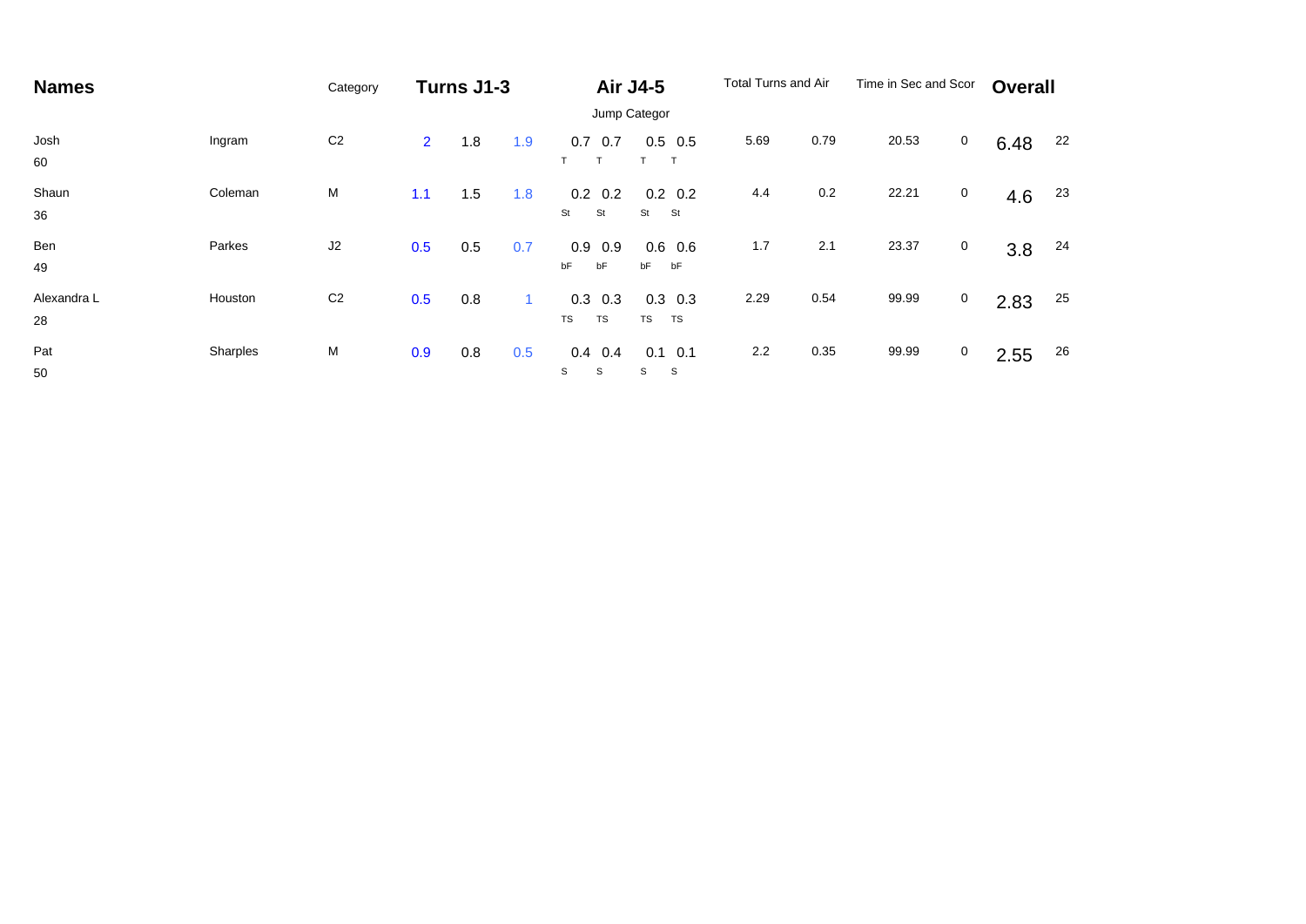| Names | | Category | Turns J1-3 | | | Air J4-5 | | | | Total Turns and Air | | Time in Sec and Scor | | Overall | |
|---|---|---|---|---|---|---|---|---|---|---|---|---|---|---|---|
| | | | | | | Jump Categor | | | | | | | | | |
| Josh 60 | Ingram | C2 | 2 | 1.8 | 1.9 | 0.7 T | 0.7 T | 0.5 T | 0.5 T | 5.69 | 0.79 | 20.53 | 0 | 6.48 | 22 |
| Shaun 36 | Coleman | M | 1.1 | 1.5 | 1.8 | 0.2 St | 0.2 St | 0.2 St | 0.2 St | 4.4 | 0.2 | 22.21 | 0 | 4.6 | 23 |
| Ben 49 | Parkes | J2 | 0.5 | 0.5 | 0.7 | 0.9 bF | 0.9 bF | 0.6 bF | 0.6 bF | 1.7 | 2.1 | 23.37 | 0 | 3.8 | 24 |
| Alexandra L 28 | Houston | C2 | 0.5 | 0.8 | 1 | 0.3 TS | 0.3 TS | 0.3 TS | 0.3 TS | 2.29 | 0.54 | 99.99 | 0 | 2.83 | 25 |
| Pat 50 | Sharples | M | 0.9 | 0.8 | 0.5 | 0.4 S | 0.4 S | 0.1 S | 0.1 S | 2.2 | 0.35 | 99.99 | 0 | 2.55 | 26 |